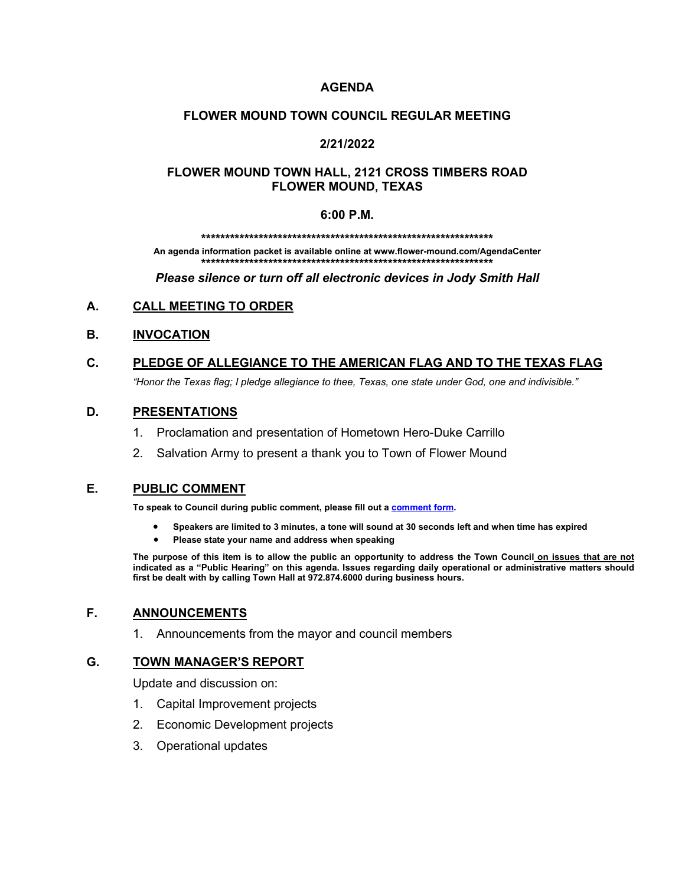# AGENDA

## FLOWER MOUND TOWN COUNCIL REGULAR MEETING

## 2/21/2022

## FLOWER MOUND TOWN HALL, 2121 CROSS TIMBERS ROAD FLOWER MOUND, TEXAS

## 6:00 P.M.

\*\*\*\*\*\*\*\*\*\*\*\*\*\*\*\*\*\*\*\*\*\*\*\*\*\*\*\*\*\*\*\*\*\*\*\*\*\*\*\*\*\*\*\*\*\*\*\*\*\*\*\*\*\*\*\*\*\*\*\*\*\*\*\*\*\*

**An agenda information packet is available online at www.flower-mound.com/AgendaCenter**

\*\*\*\*\*\*\*\*\*\*\*\*\*\*\*\*\*\*\*\*\*\*\*\*\*\*\*\*\*\*\*\*\*\*\*\*\*\*\*\*\*\*\*\*\*\*\*\*\*\*\*\*\*\*\*\*\*\*\*\*\*\*\*\*\*\*

***Please silence or turn off all electronic devices in Jody Smith Hall***

### A. CALL MEETING TO ORDER

### B. INVOCATION

### C. PLEDGE OF ALLEGIANCE TO THE AMERICAN FLAG AND TO THE TEXAS FLAG

*"Honor the Texas flag; I pledge allegiance to thee, Texas, one state under God, one and indivisible."*

### D. PRESENTATIONS

1. Proclamation and presentation of Hometown Hero-Duke Carrillo
2. Salvation Army to present a thank you to Town of Flower Mound

### E. PUBLIC COMMENT

**To speak to Council during public comment, please fill out a comment form.**

- **Speakers are limited to 3 minutes, a tone will sound at 30 seconds left and when time has expired**
- **Please state your name and address when speaking**

**The purpose of this item is to allow the public an opportunity to address the Town Council on issues that are not indicated as a "Public Hearing" on this agenda. Issues regarding daily operational or administrative matters should first be dealt with by calling Town Hall at 972.874.6000 during business hours.**

### F. ANNOUNCEMENTS

1. Announcements from the mayor and council members

### G. TOWN MANAGER'S REPORT

Update and discussion on:

1. Capital Improvement projects
2. Economic Development projects
3. Operational updates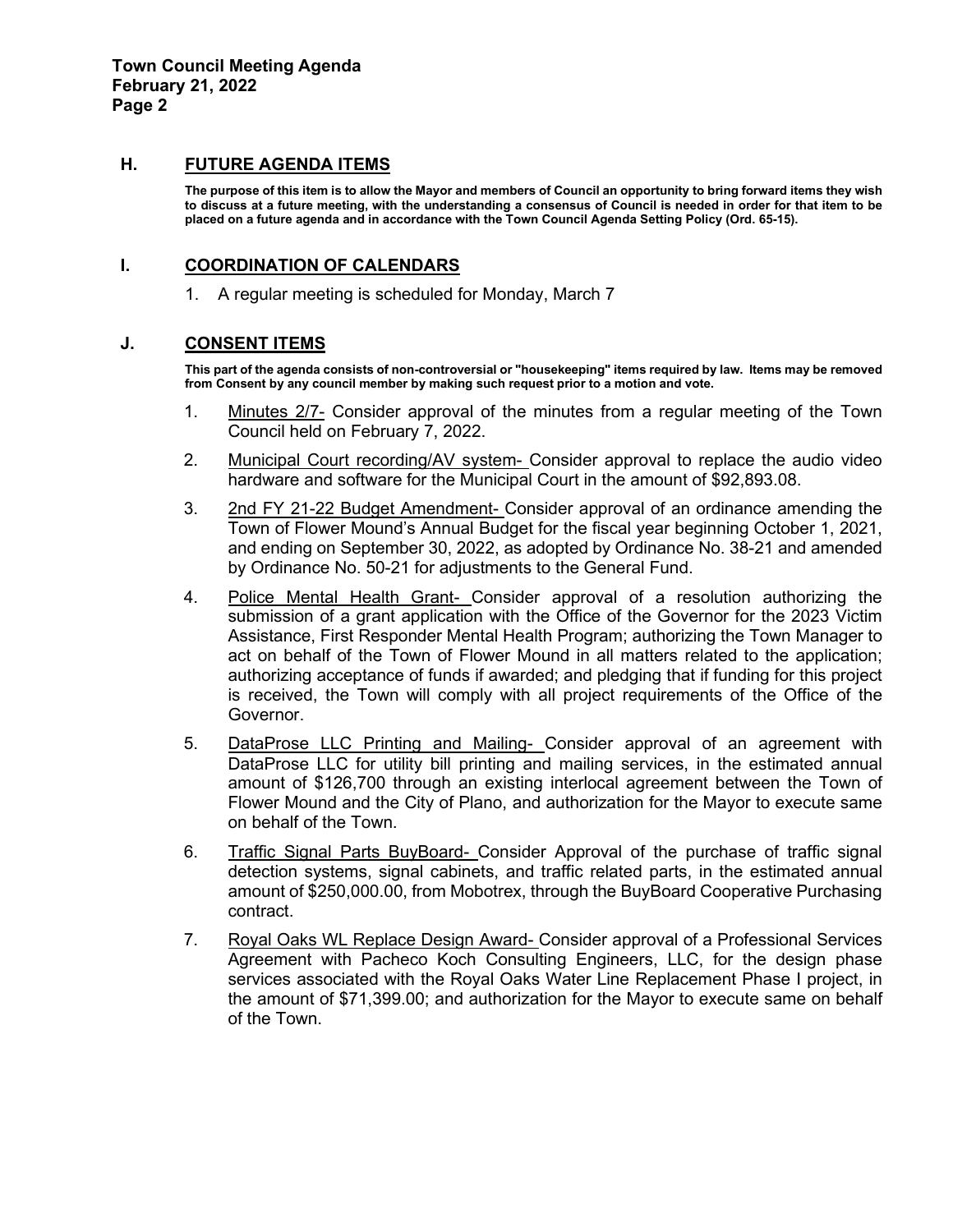## H. FUTURE AGENDA ITEMS

**The purpose of this item is to allow the Mayor and members of Council an opportunity to bring forward items they wish to discuss at a future meeting, with the understanding a consensus of Council is needed in order for that item to be placed on a future agenda and in accordance with the Town Council Agenda Setting Policy (Ord. 65-15).**

## I. COORDINATION OF CALENDARS

1. A regular meeting is scheduled for Monday, March 7

## J. CONSENT ITEMS

**This part of the agenda consists of non-controversial or "housekeeping" items required by law. Items may be removed from Consent by any council member by making such request prior to a motion and vote.**

1. Minutes 2/7- Consider approval of the minutes from a regular meeting of the Town Council held on February 7, 2022.
2. Municipal Court recording/AV system- Consider approval to replace the audio video hardware and software for the Municipal Court in the amount of $92,893.08.
3. 2nd FY 21-22 Budget Amendment- Consider approval of an ordinance amending the Town of Flower Mound's Annual Budget for the fiscal year beginning October 1, 2021, and ending on September 30, 2022, as adopted by Ordinance No. 38-21 and amended by Ordinance No. 50-21 for adjustments to the General Fund.
4. Police Mental Health Grant- Consider approval of a resolution authorizing the submission of a grant application with the Office of the Governor for the 2023 Victim Assistance, First Responder Mental Health Program; authorizing the Town Manager to act on behalf of the Town of Flower Mound in all matters related to the application; authorizing acceptance of funds if awarded; and pledging that if funding for this project is received, the Town will comply with all project requirements of the Office of the Governor.
5. DataProse LLC Printing and Mailing- Consider approval of an agreement with DataProse LLC for utility bill printing and mailing services, in the estimated annual amount of $126,700 through an existing interlocal agreement between the Town of Flower Mound and the City of Plano, and authorization for the Mayor to execute same on behalf of the Town.
6. Traffic Signal Parts BuyBoard- Consider Approval of the purchase of traffic signal detection systems, signal cabinets, and traffic related parts, in the estimated annual amount of $250,000.00, from Mobotrex, through the BuyBoard Cooperative Purchasing contract.
7. Royal Oaks WL Replace Design Award- Consider approval of a Professional Services Agreement with Pacheco Koch Consulting Engineers, LLC, for the design phase services associated with the Royal Oaks Water Line Replacement Phase I project, in the amount of $71,399.00; and authorization for the Mayor to execute same on behalf of the Town.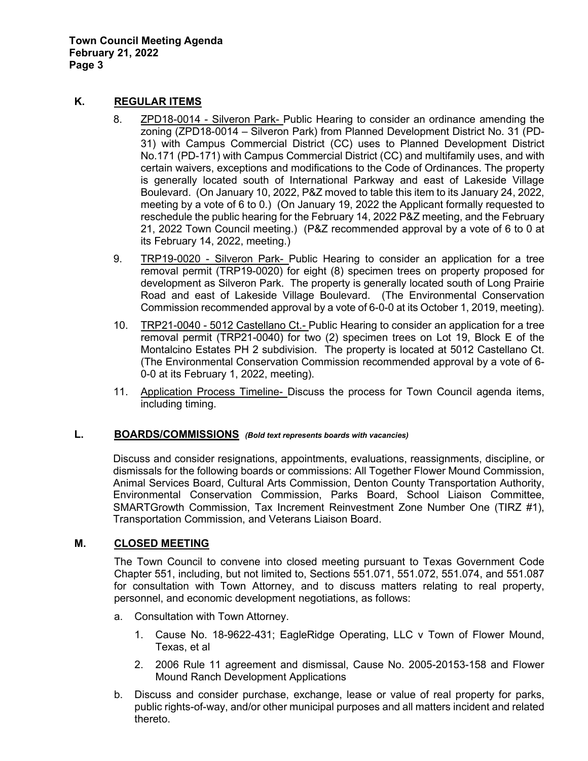## K. REGULAR ITEMS

8. ZPD18-0014 - Silveron Park- Public Hearing to consider an ordinance amending the zoning (ZPD18-0014 – Silveron Park) from Planned Development District No. 31 (PD-31) with Campus Commercial District (CC) uses to Planned Development District No.171 (PD-171) with Campus Commercial District (CC) and multifamily uses, and with certain waivers, exceptions and modifications to the Code of Ordinances. The property is generally located south of International Parkway and east of Lakeside Village Boulevard. (On January 10, 2022, P&Z moved to table this item to its January 24, 2022, meeting by a vote of 6 to 0.) (On January 19, 2022 the Applicant formally requested to reschedule the public hearing for the February 14, 2022 P&Z meeting, and the February 21, 2022 Town Council meeting.) (P&Z recommended approval by a vote of 6 to 0 at its February 14, 2022, meeting.)

9. TRP19-0020 - Silveron Park- Public Hearing to consider an application for a tree removal permit (TRP19-0020) for eight (8) specimen trees on property proposed for development as Silveron Park. The property is generally located south of Long Prairie Road and east of Lakeside Village Boulevard. (The Environmental Conservation Commission recommended approval by a vote of 6-0-0 at its October 1, 2019, meeting).

10. TRP21-0040 - 5012 Castellano Ct.- Public Hearing to consider an application for a tree removal permit (TRP21-0040) for two (2) specimen trees on Lot 19, Block E of the Montalcino Estates PH 2 subdivision. The property is located at 5012 Castellano Ct. (The Environmental Conservation Commission recommended approval by a vote of 6-0-0 at its February 1, 2022, meeting).

11. Application Process Timeline- Discuss the process for Town Council agenda items, including timing.

## L. BOARDS/COMMISSIONS *(Bold text represents boards with vacancies)*

Discuss and consider resignations, appointments, evaluations, reassignments, discipline, or dismissals for the following boards or commissions: All Together Flower Mound Commission, Animal Services Board, Cultural Arts Commission, Denton County Transportation Authority, Environmental Conservation Commission, Parks Board, School Liaison Committee, SMARTGrowth Commission, Tax Increment Reinvestment Zone Number One (TIRZ #1), Transportation Commission, and Veterans Liaison Board.

## M. CLOSED MEETING

The Town Council to convene into closed meeting pursuant to Texas Government Code Chapter 551, including, but not limited to, Sections 551.071, 551.072, 551.074, and 551.087 for consultation with Town Attorney, and to discuss matters relating to real property, personnel, and economic development negotiations, as follows:

a. Consultation with Town Attorney.

   1. Cause No. 18-9622-431; EagleRidge Operating, LLC v Town of Flower Mound, Texas, et al

   2. 2006 Rule 11 agreement and dismissal, Cause No. 2005-20153-158 and Flower Mound Ranch Development Applications

b. Discuss and consider purchase, exchange, lease or value of real property for parks, public rights-of-way, and/or other municipal purposes and all matters incident and related thereto.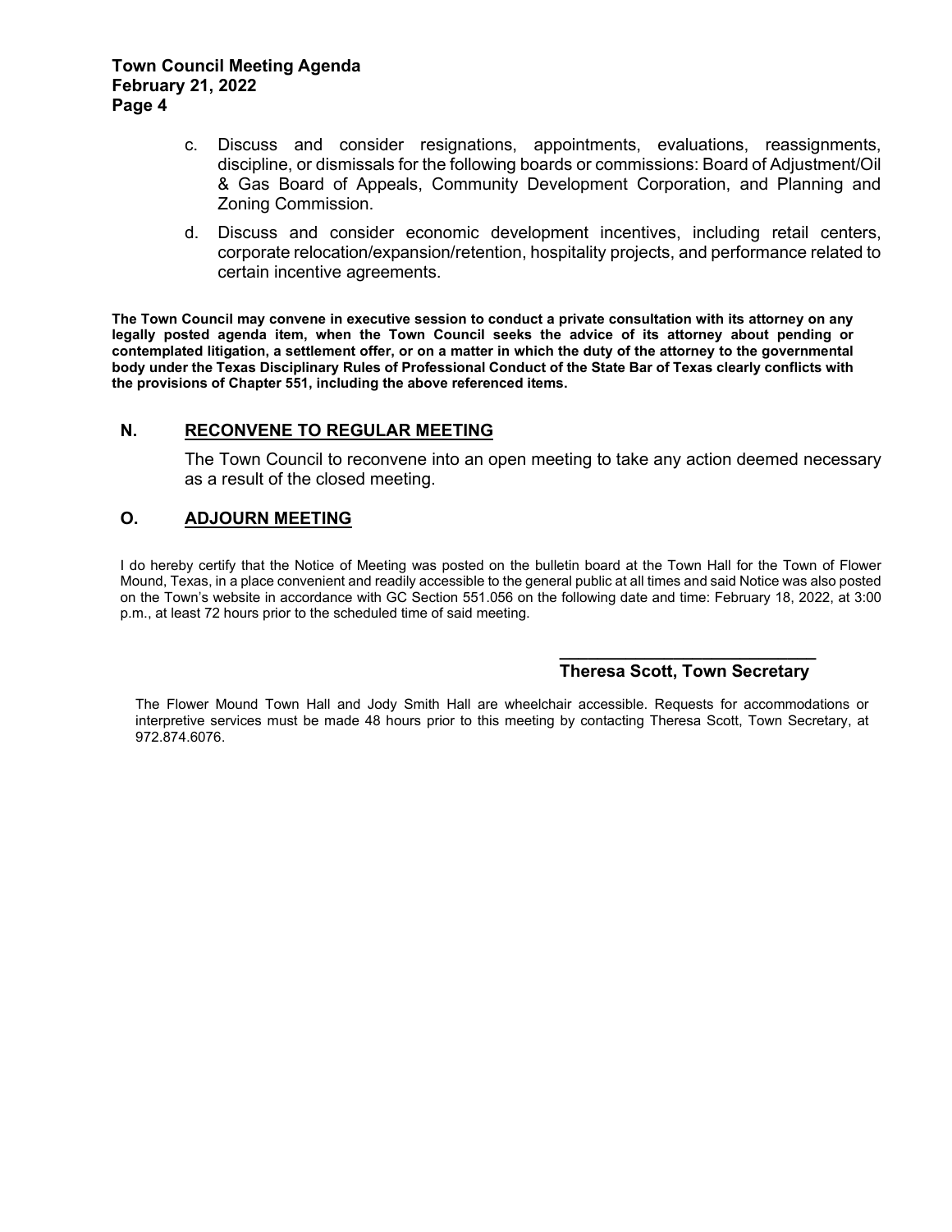c. Discuss and consider resignations, appointments, evaluations, reassignments, discipline, or dismissals for the following boards or commissions: Board of Adjustment/Oil & Gas Board of Appeals, Community Development Corporation, and Planning and Zoning Commission.

d. Discuss and consider economic development incentives, including retail centers, corporate relocation/expansion/retention, hospitality projects, and performance related to certain incentive agreements.

**The Town Council may convene in executive session to conduct a private consultation with its attorney on any legally posted agenda item, when the Town Council seeks the advice of its attorney about pending or contemplated litigation, a settlement offer, or on a matter in which the duty of the attorney to the governmental body under the Texas Disciplinary Rules of Professional Conduct of the State Bar of Texas clearly conflicts with the provisions of Chapter 551, including the above referenced items.**

## N. RECONVENE TO REGULAR MEETING

The Town Council to reconvene into an open meeting to take any action deemed necessary as a result of the closed meeting.

## O. ADJOURN MEETING

I do hereby certify that the Notice of Meeting was posted on the bulletin board at the Town Hall for the Town of Flower Mound, Texas, in a place convenient and readily accessible to the general public at all times and said Notice was also posted on the Town's website in accordance with GC Section 551.056 on the following date and time: February 18, 2022, at 3:00 p.m., at least 72 hours prior to the scheduled time of said meeting.

\_\_\_\_\_\_\_\_\_\_\_\_\_\_\_\_\_\_\_\_\_\_\_\_\_\_\_\_

**Theresa Scott, Town Secretary**

The Flower Mound Town Hall and Jody Smith Hall are wheelchair accessible. Requests for accommodations or interpretive services must be made 48 hours prior to this meeting by contacting Theresa Scott, Town Secretary, at 972.874.6076.